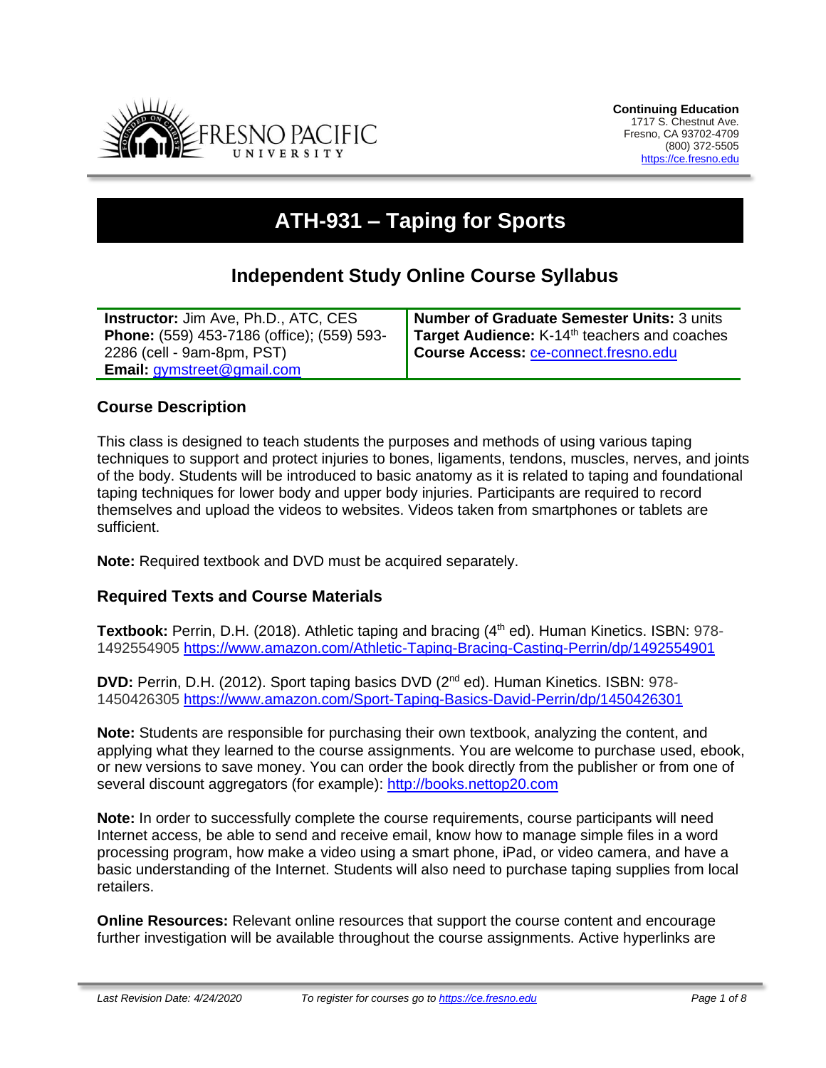Continuing Education
1717 S. Chestnut Ave.
Fresno, CA 93702-4709
(800) 372-5505
https://ce.fresno.edu

# ATH-931 – Taping for Sports

## Independent Study Online Course Syllabus

| **Instructor:** Jim Ave, Ph.D., ATC, CES **Phone:** (559) 453-7186 (office); (559) 593-2286 (cell - 9am-8pm, PST) **Email:** gymstreet@gmail.com | **Number of Graduate Semester Units:** 3 units **Target Audience:** K-14th teachers and coaches **Course Access:** ce-connect.fresno.edu |
|---|---|

### Course Description

This class is designed to teach students the purposes and methods of using various taping techniques to support and protect injuries to bones, ligaments, tendons, muscles, nerves, and joints of the body. Students will be introduced to basic anatomy as it is related to taping and foundational taping techniques for lower body and upper body injuries. Participants are required to record themselves and upload the videos to websites. Videos taken from smartphones or tablets are sufficient.

**Note:** Required textbook and DVD must be acquired separately.

### Required Texts and Course Materials

**Textbook:** Perrin, D.H. (2018). Athletic taping and bracing (4th ed). Human Kinetics. ISBN: 978-1492554905 https://www.amazon.com/Athletic-Taping-Bracing-Casting-Perrin/dp/1492554901

**DVD:** Perrin, D.H. (2012). Sport taping basics DVD (2nd ed). Human Kinetics. ISBN: 978-1450426305 https://www.amazon.com/Sport-Taping-Basics-David-Perrin/dp/1450426301

**Note:** Students are responsible for purchasing their own textbook, analyzing the content, and applying what they learned to the course assignments. You are welcome to purchase used, ebook, or new versions to save money. You can order the book directly from the publisher or from one of several discount aggregators (for example): http://books.nettop20.com

**Note:** In order to successfully complete the course requirements, course participants will need Internet access, be able to send and receive email, know how to manage simple files in a word processing program, how make a video using a smart phone, iPad, or video camera, and have a basic understanding of the Internet. Students will also need to purchase taping supplies from local retailers.

**Online Resources:** Relevant online resources that support the course content and encourage further investigation will be available throughout the course assignments. Active hyperlinks are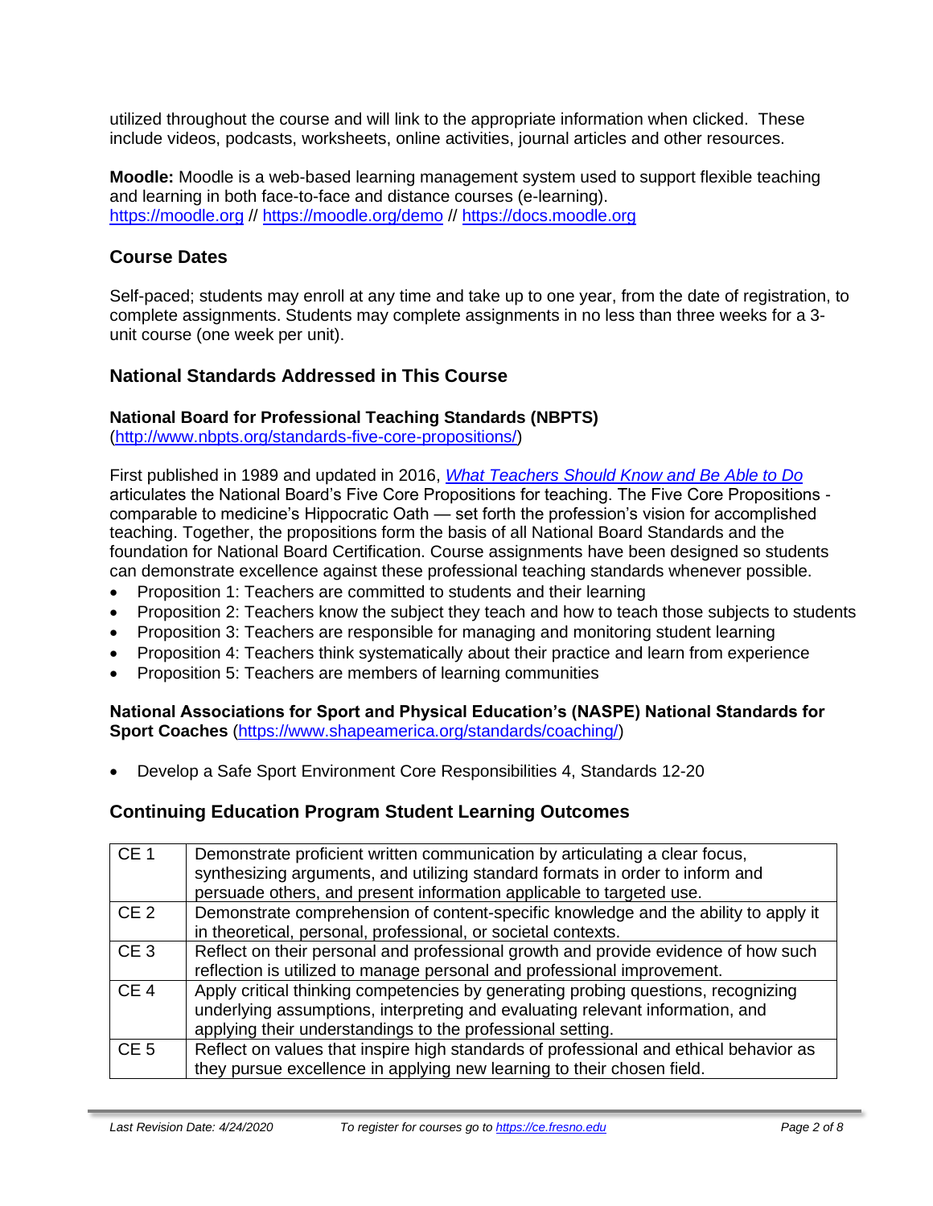utilized throughout the course and will link to the appropriate information when clicked. These include videos, podcasts, worksheets, online activities, journal articles and other resources.

**Moodle:** Moodle is a web-based learning management system used to support flexible teaching and learning in both face-to-face and distance courses (e-learning). [https://moodle.org](https://moodle.org) // [https://moodle.org/demo](https://moodle.org/demo) // [https://docs.moodle.org](https://docs.moodle.org)

## Course Dates

Self-paced; students may enroll at any time and take up to one year, from the date of registration, to complete assignments. Students may complete assignments in no less than three weeks for a 3-unit course (one week per unit).

## National Standards Addressed in This Course

**National Board for Professional Teaching Standards (NBPTS)**
([http://www.nbpts.org/standards-five-core-propositions/](http://www.nbpts.org/standards-five-core-propositions/))

First published in 1989 and updated in 2016, *What Teachers Should Know and Be Able to Do* articulates the National Board's Five Core Propositions for teaching. The Five Core Propositions - comparable to medicine's Hippocratic Oath — set forth the profession's vision for accomplished teaching. Together, the propositions form the basis of all National Board Standards and the foundation for National Board Certification. Course assignments have been designed so students can demonstrate excellence against these professional teaching standards whenever possible.

- Proposition 1: Teachers are committed to students and their learning
- Proposition 2: Teachers know the subject they teach and how to teach those subjects to students
- Proposition 3: Teachers are responsible for managing and monitoring student learning
- Proposition 4: Teachers think systematically about their practice and learn from experience
- Proposition 5: Teachers are members of learning communities

**National Associations for Sport and Physical Education's (NASPE) National Standards for Sport Coaches** ([https://www.shapeamerica.org/standards/coaching/](https://www.shapeamerica.org/standards/coaching/))

- Develop a Safe Sport Environment Core Responsibilities 4, Standards 12-20

## Continuing Education Program Student Learning Outcomes

| | |
|---|---|
| CE 1 | Demonstrate proficient written communication by articulating a clear focus, synthesizing arguments, and utilizing standard formats in order to inform and persuade others, and present information applicable to targeted use. |
| CE 2 | Demonstrate comprehension of content-specific knowledge and the ability to apply it in theoretical, personal, professional, or societal contexts. |
| CE 3 | Reflect on their personal and professional growth and provide evidence of how such reflection is utilized to manage personal and professional improvement. |
| CE 4 | Apply critical thinking competencies by generating probing questions, recognizing underlying assumptions, interpreting and evaluating relevant information, and applying their understandings to the professional setting. |
| CE 5 | Reflect on values that inspire high standards of professional and ethical behavior as they pursue excellence in applying new learning to their chosen field. |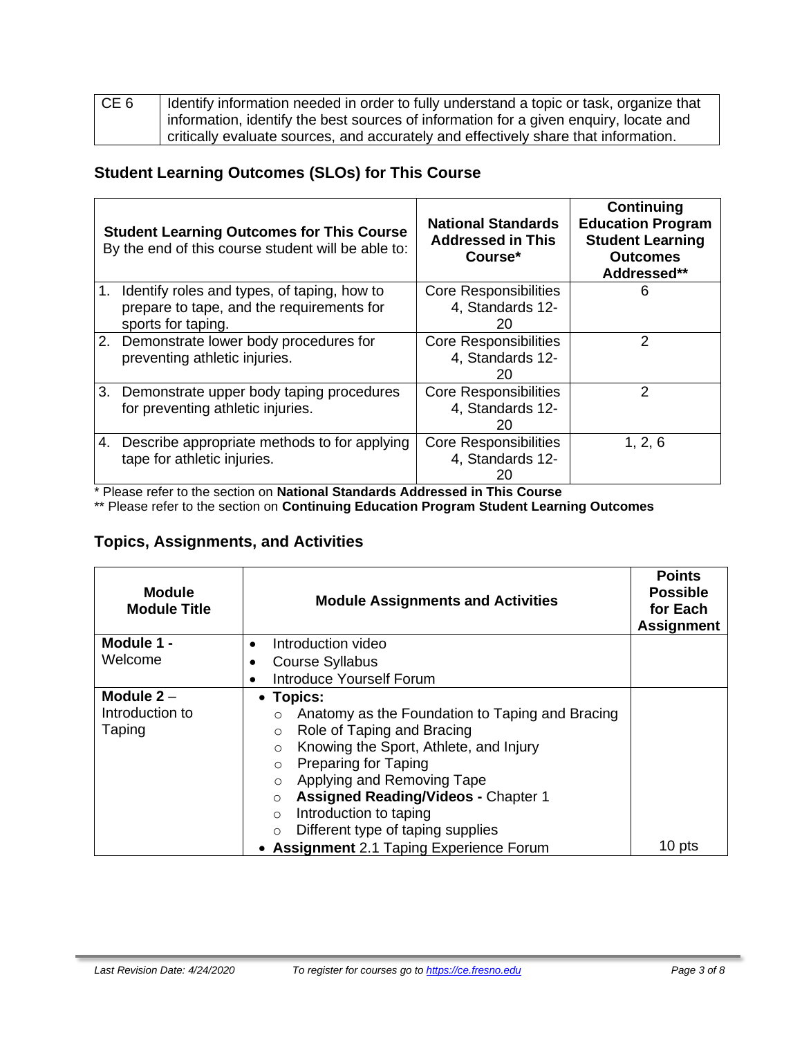| CE 6 | Identify information needed in order to fully understand a topic or task, organize that information, identify the best sources of information for a given enquiry, locate and critically evaluate sources, and accurately and effectively share that information. |
|---|---|

## Student Learning Outcomes (SLOs) for This Course

| **Student Learning Outcomes for This Course** By the end of this course student will be able to: | **National Standards Addressed in This Course*** | **Continuing Education Program Student Learning Outcomes Addressed**** |
|---|---|---|
| 1. Identify roles and types, of taping, how to prepare to tape, and the requirements for sports for taping. | Core Responsibilities 4, Standards 12-20 | 6 |
| 2. Demonstrate lower body procedures for preventing athletic injuries. | Core Responsibilities 4, Standards 12-20 | 2 |
| 3. Demonstrate upper body taping procedures for preventing athletic injuries. | Core Responsibilities 4, Standards 12-20 | 2 |
| 4. Describe appropriate methods to for applying tape for athletic injuries. | Core Responsibilities 4, Standards 12-20 | 1, 2, 6 |

\* Please refer to the section on **National Standards Addressed in This Course**

\*\* Please refer to the section on **Continuing Education Program Student Learning Outcomes**

## Topics, Assignments, and Activities

| **Module Module Title** | **Module Assignments and Activities** | **Points Possible for Each Assignment** |
|---|---|---|
| **Module 1 -** Welcome | • Introduction video<br>• Course Syllabus<br>• Introduce Yourself Forum | |
| **Module 2** – Introduction to Taping | • **Topics:**<br>○ Anatomy as the Foundation to Taping and Bracing<br>○ Role of Taping and Bracing<br>○ Knowing the Sport, Athlete, and Injury<br>○ Preparing for Taping<br>○ Applying and Removing Tape<br>○ **Assigned Reading/Videos -** Chapter 1<br>○ Introduction to taping<br>○ Different type of taping supplies<br>• **Assignment** 2.1 Taping Experience Forum | 10 pts |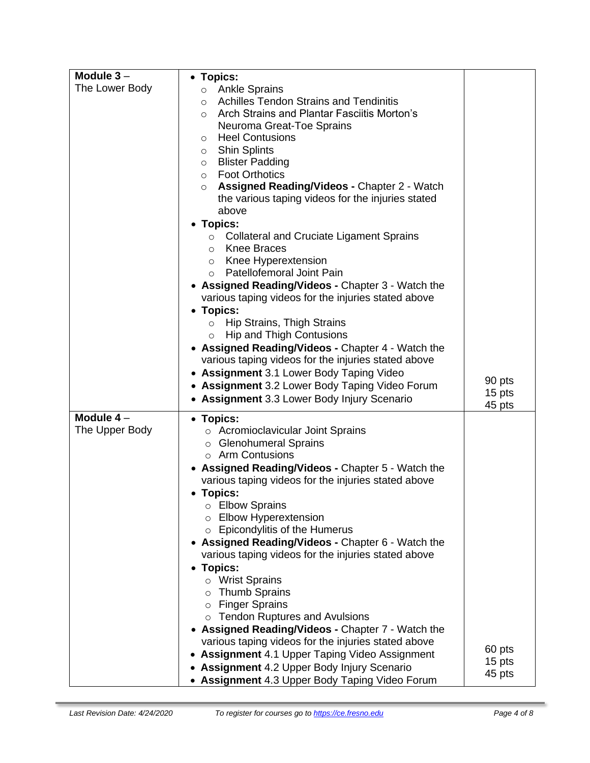| Module | Topics | Points |
|---|---|---|
| **Module 3** – The Lower Body | • **Topics:**<br>○ Ankle Sprains<br>○ Achilles Tendon Strains and Tendinitis<br>○ Arch Strains and Plantar Fasciitis Morton's Neuroma Great-Toe Sprains<br>○ Heel Contusions<br>○ Shin Splints<br>○ Blister Padding<br>○ Foot Orthotics<br>○ **Assigned Reading/Videos -** Chapter 2 - Watch the various taping videos for the injuries stated above<br>• **Topics:**<br>○ Collateral and Cruciate Ligament Sprains<br>○ Knee Braces<br>○ Knee Hyperextension<br>○ Patellofemoral Joint Pain<br>• **Assigned Reading/Videos -** Chapter 3 - Watch the various taping videos for the injuries stated above<br>• **Topics:**<br>○ Hip Strains, Thigh Strains<br>○ Hip and Thigh Contusions<br>• **Assigned Reading/Videos -** Chapter 4 - Watch the various taping videos for the injuries stated above<br>• **Assignment** 3.1 Lower Body Taping Video<br>• **Assignment** 3.2 Lower Body Taping Video Forum<br>• **Assignment** 3.3 Lower Body Injury Scenario | 90 pts<br>15 pts<br>45 pts |
| **Module 4** – The Upper Body | • **Topics:**<br>○ Acromioclavicular Joint Sprains<br>○ Glenohumeral Sprains<br>○ Arm Contusions<br>• **Assigned Reading/Videos -** Chapter 5 - Watch the various taping videos for the injuries stated above<br>• **Topics:**<br>○ Elbow Sprains<br>○ Elbow Hyperextension<br>○ Epicondylitis of the Humerus<br>• **Assigned Reading/Videos -** Chapter 6 - Watch the various taping videos for the injuries stated above<br>• **Topics:**<br>○ Wrist Sprains<br>○ Thumb Sprains<br>○ Finger Sprains<br>○ Tendon Ruptures and Avulsions<br>• **Assigned Reading/Videos -** Chapter 7 - Watch the various taping videos for the injuries stated above<br>• **Assignment** 4.1 Upper Taping Video Assignment<br>• **Assignment** 4.2 Upper Body Injury Scenario<br>• **Assignment** 4.3 Upper Body Taping Video Forum | 60 pts<br>15 pts<br>45 pts |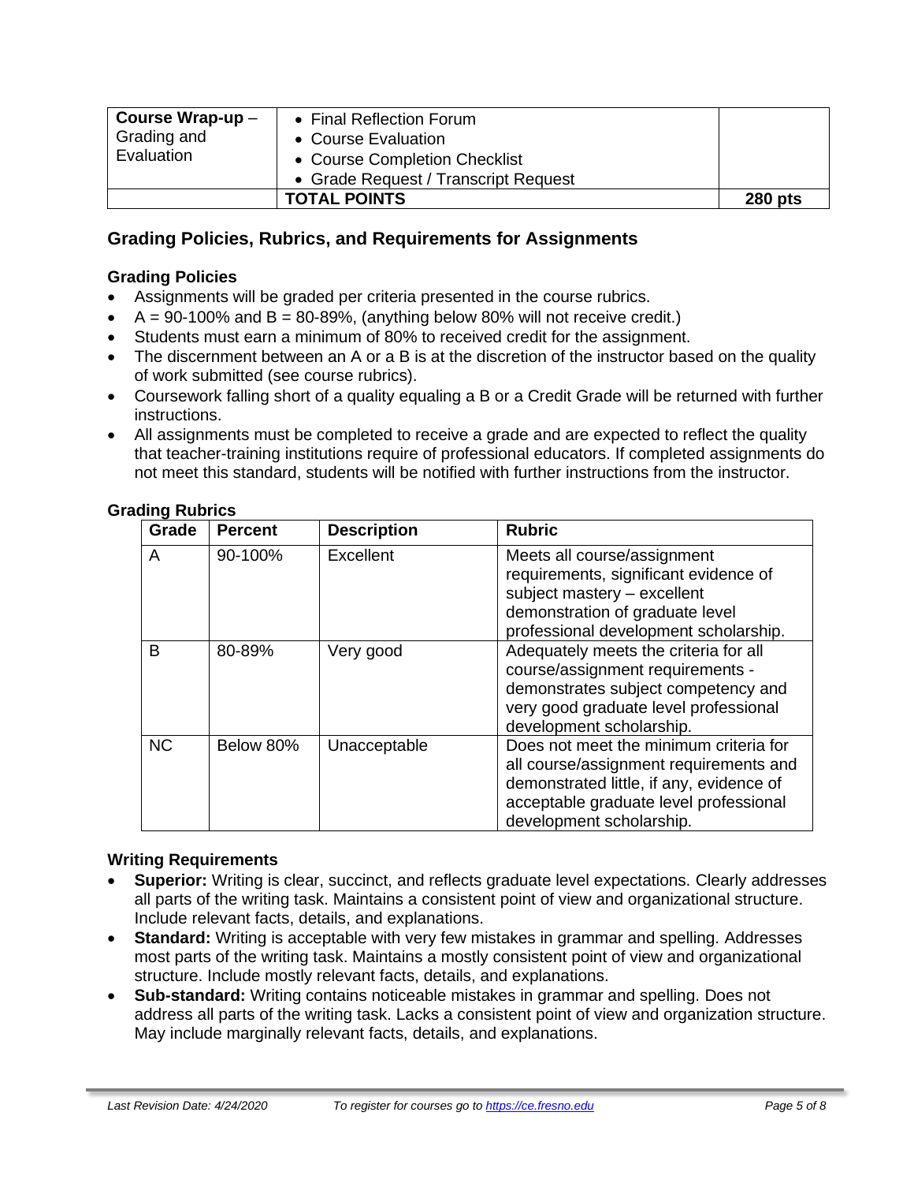| **Course Wrap-up** – Grading and Evaluation | • Final Reflection Forum<br>• Course Evaluation<br>• Course Completion Checklist<br>• Grade Request / Transcript Request | |
|---|---|---|
| | **TOTAL POINTS** | **280 pts** |

## Grading Policies, Rubrics, and Requirements for Assignments

### Grading Policies

- Assignments will be graded per criteria presented in the course rubrics.
- A = 90-100% and B = 80-89%, (anything below 80% will not receive credit.)
- Students must earn a minimum of 80% to received credit for the assignment.
- The discernment between an A or a B is at the discretion of the instructor based on the quality of work submitted (see course rubrics).
- Coursework falling short of a quality equaling a B or a Credit Grade will be returned with further instructions.
- All assignments must be completed to receive a grade and are expected to reflect the quality that teacher-training institutions require of professional educators. If completed assignments do not meet this standard, students will be notified with further instructions from the instructor.

### Grading Rubrics

| Grade | Percent | Description | Rubric |
|---|---|---|---|
| A | 90-100% | Excellent | Meets all course/assignment requirements, significant evidence of subject mastery – excellent demonstration of graduate level professional development scholarship. |
| B | 80-89% | Very good | Adequately meets the criteria for all course/assignment requirements - demonstrates subject competency and very good graduate level professional development scholarship. |
| NC | Below 80% | Unacceptable | Does not meet the minimum criteria for all course/assignment requirements and demonstrated little, if any, evidence of acceptable graduate level professional development scholarship. |

### Writing Requirements

- **Superior:** Writing is clear, succinct, and reflects graduate level expectations. Clearly addresses all parts of the writing task. Maintains a consistent point of view and organizational structure. Include relevant facts, details, and explanations.
- **Standard:** Writing is acceptable with very few mistakes in grammar and spelling. Addresses most parts of the writing task. Maintains a mostly consistent point of view and organizational structure. Include mostly relevant facts, details, and explanations.
- **Sub-standard:** Writing contains noticeable mistakes in grammar and spelling. Does not address all parts of the writing task. Lacks a consistent point of view and organization structure. May include marginally relevant facts, details, and explanations.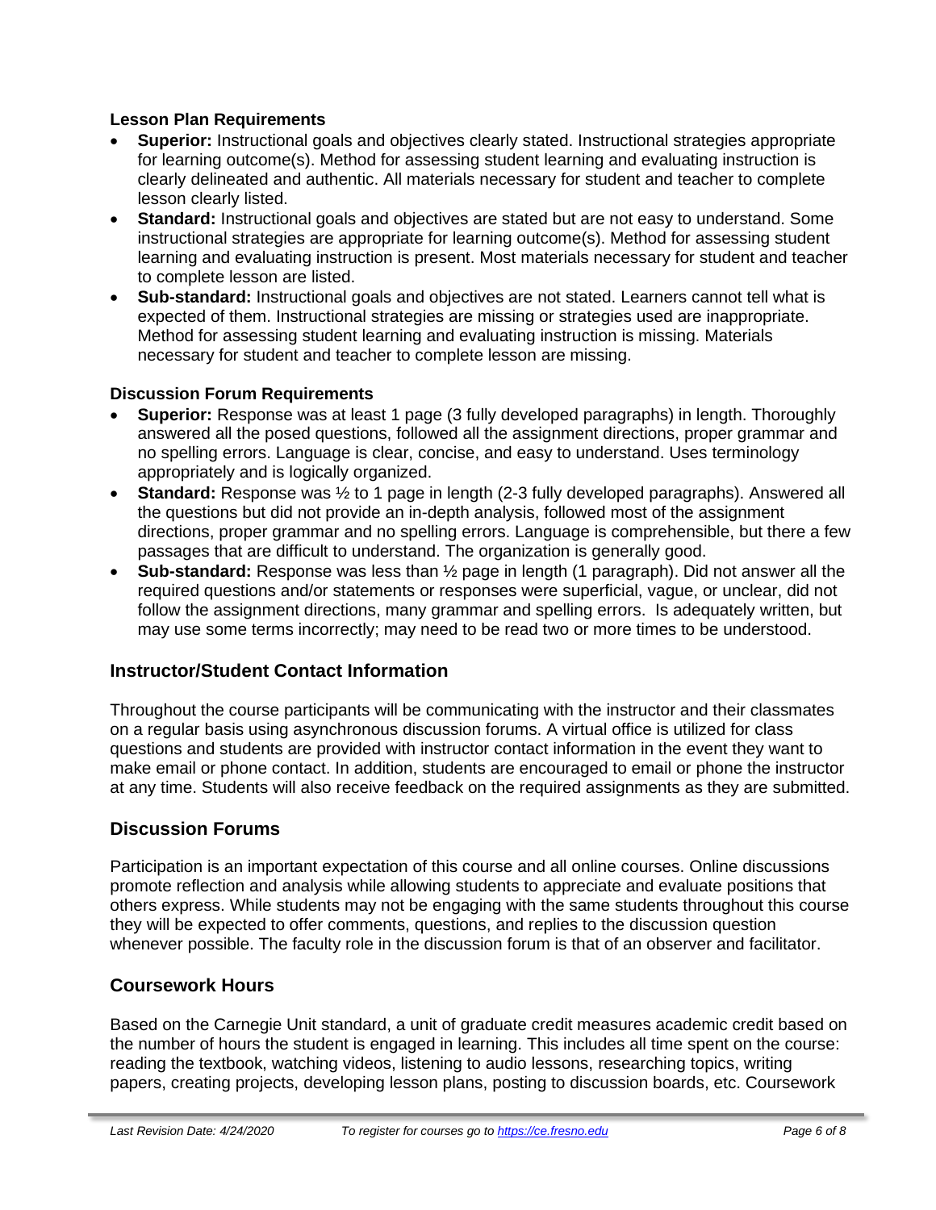**Lesson Plan Requirements**

- **Superior:** Instructional goals and objectives clearly stated. Instructional strategies appropriate for learning outcome(s). Method for assessing student learning and evaluating instruction is clearly delineated and authentic. All materials necessary for student and teacher to complete lesson clearly listed.
- **Standard:** Instructional goals and objectives are stated but are not easy to understand. Some instructional strategies are appropriate for learning outcome(s). Method for assessing student learning and evaluating instruction is present. Most materials necessary for student and teacher to complete lesson are listed.
- **Sub-standard:** Instructional goals and objectives are not stated. Learners cannot tell what is expected of them. Instructional strategies are missing or strategies used are inappropriate. Method for assessing student learning and evaluating instruction is missing. Materials necessary for student and teacher to complete lesson are missing.

**Discussion Forum Requirements**

- **Superior:** Response was at least 1 page (3 fully developed paragraphs) in length. Thoroughly answered all the posed questions, followed all the assignment directions, proper grammar and no spelling errors. Language is clear, concise, and easy to understand. Uses terminology appropriately and is logically organized.
- **Standard:** Response was ½ to 1 page in length (2-3 fully developed paragraphs). Answered all the questions but did not provide an in-depth analysis, followed most of the assignment directions, proper grammar and no spelling errors. Language is comprehensible, but there a few passages that are difficult to understand. The organization is generally good.
- **Sub-standard:** Response was less than ½ page in length (1 paragraph). Did not answer all the required questions and/or statements or responses were superficial, vague, or unclear, did not follow the assignment directions, many grammar and spelling errors. Is adequately written, but may use some terms incorrectly; may need to be read two or more times to be understood.

## Instructor/Student Contact Information

Throughout the course participants will be communicating with the instructor and their classmates on a regular basis using asynchronous discussion forums. A virtual office is utilized for class questions and students are provided with instructor contact information in the event they want to make email or phone contact. In addition, students are encouraged to email or phone the instructor at any time. Students will also receive feedback on the required assignments as they are submitted.

## Discussion Forums

Participation is an important expectation of this course and all online courses. Online discussions promote reflection and analysis while allowing students to appreciate and evaluate positions that others express. While students may not be engaging with the same students throughout this course they will be expected to offer comments, questions, and replies to the discussion question whenever possible. The faculty role in the discussion forum is that of an observer and facilitator.

## Coursework Hours

Based on the Carnegie Unit standard, a unit of graduate credit measures academic credit based on the number of hours the student is engaged in learning. This includes all time spent on the course: reading the textbook, watching videos, listening to audio lessons, researching topics, writing papers, creating projects, developing lesson plans, posting to discussion boards, etc. Coursework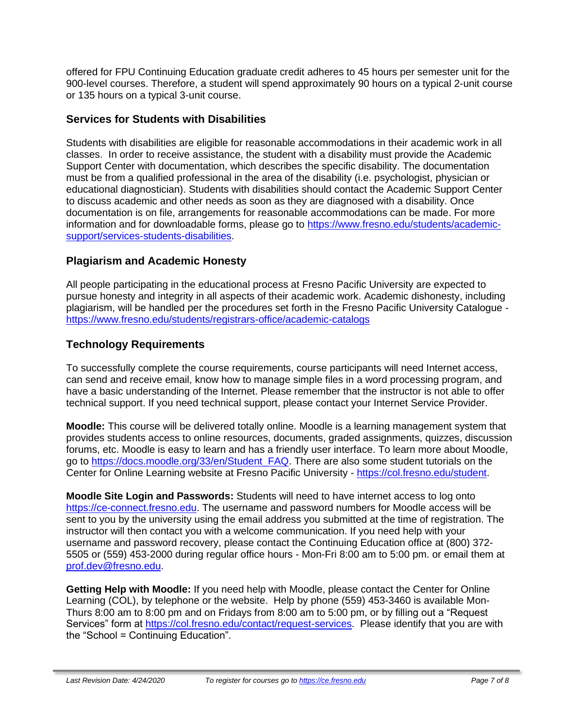offered for FPU Continuing Education graduate credit adheres to 45 hours per semester unit for the 900-level courses. Therefore, a student will spend approximately 90 hours on a typical 2-unit course or 135 hours on a typical 3-unit course.

## Services for Students with Disabilities

Students with disabilities are eligible for reasonable accommodations in their academic work in all classes. In order to receive assistance, the student with a disability must provide the Academic Support Center with documentation, which describes the specific disability. The documentation must be from a qualified professional in the area of the disability (i.e. psychologist, physician or educational diagnostician). Students with disabilities should contact the Academic Support Center to discuss academic and other needs as soon as they are diagnosed with a disability. Once documentation is on file, arrangements for reasonable accommodations can be made. For more information and for downloadable forms, please go to https://www.fresno.edu/students/academic-support/services-students-disabilities.

## Plagiarism and Academic Honesty

All people participating in the educational process at Fresno Pacific University are expected to pursue honesty and integrity in all aspects of their academic work. Academic dishonesty, including plagiarism, will be handled per the procedures set forth in the Fresno Pacific University Catalogue - https://www.fresno.edu/students/registrars-office/academic-catalogs

## Technology Requirements

To successfully complete the course requirements, course participants will need Internet access, can send and receive email, know how to manage simple files in a word processing program, and have a basic understanding of the Internet. Please remember that the instructor is not able to offer technical support. If you need technical support, please contact your Internet Service Provider.

**Moodle:** This course will be delivered totally online. Moodle is a learning management system that provides students access to online resources, documents, graded assignments, quizzes, discussion forums, etc. Moodle is easy to learn and has a friendly user interface. To learn more about Moodle, go to https://docs.moodle.org/33/en/Student_FAQ. There are also some student tutorials on the Center for Online Learning website at Fresno Pacific University - https://col.fresno.edu/student.

**Moodle Site Login and Passwords:** Students will need to have internet access to log onto https://ce-connect.fresno.edu. The username and password numbers for Moodle access will be sent to you by the university using the email address you submitted at the time of registration. The instructor will then contact you with a welcome communication. If you need help with your username and password recovery, please contact the Continuing Education office at (800) 372-5505 or (559) 453-2000 during regular office hours - Mon-Fri 8:00 am to 5:00 pm. or email them at prof.dev@fresno.edu.

**Getting Help with Moodle:** If you need help with Moodle, please contact the Center for Online Learning (COL), by telephone or the website. Help by phone (559) 453-3460 is available Mon-Thurs 8:00 am to 8:00 pm and on Fridays from 8:00 am to 5:00 pm, or by filling out a "Request Services" form at https://col.fresno.edu/contact/request-services. Please identify that you are with the "School = Continuing Education".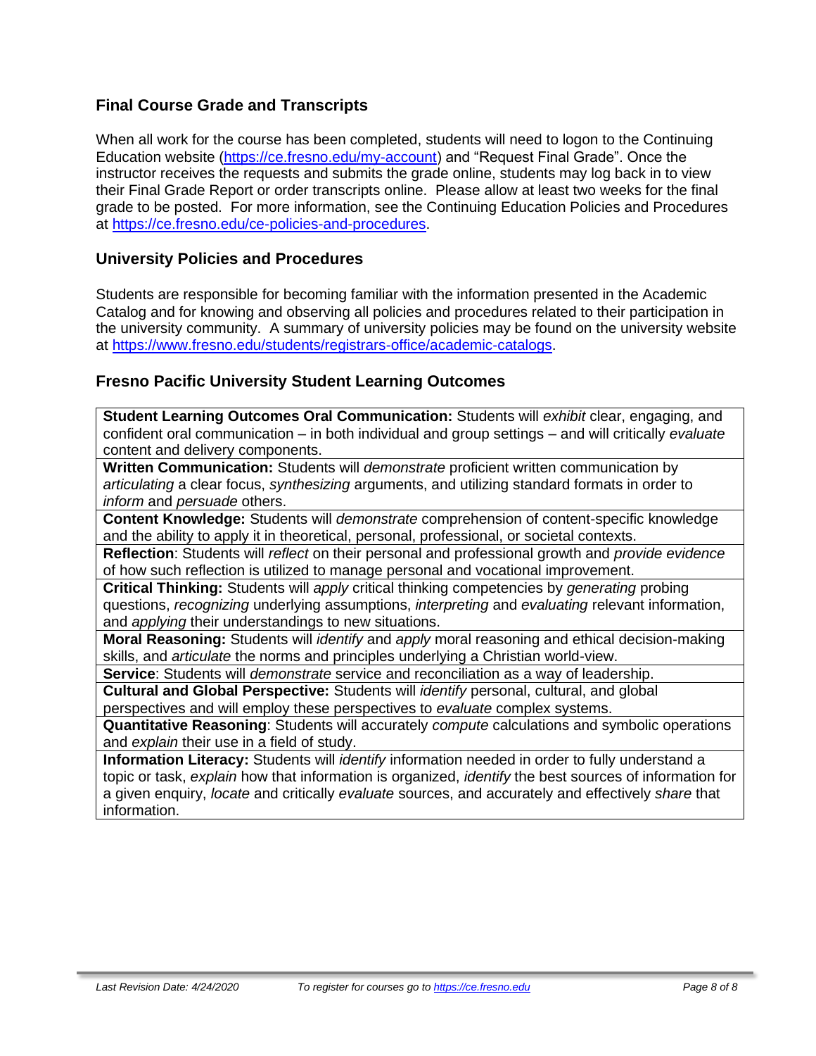## Final Course Grade and Transcripts

When all work for the course has been completed, students will need to logon to the Continuing Education website (https://ce.fresno.edu/my-account) and "Request Final Grade". Once the instructor receives the requests and submits the grade online, students may log back in to view their Final Grade Report or order transcripts online. Please allow at least two weeks for the final grade to be posted. For more information, see the Continuing Education Policies and Procedures at https://ce.fresno.edu/ce-policies-and-procedures.

## University Policies and Procedures

Students are responsible for becoming familiar with the information presented in the Academic Catalog and for knowing and observing all policies and procedures related to their participation in the university community. A summary of university policies may be found on the university website at https://www.fresno.edu/students/registrars-office/academic-catalogs.

## Fresno Pacific University Student Learning Outcomes

| |
|---|
| **Student Learning Outcomes Oral Communication:** Students will *exhibit* clear, engaging, and confident oral communication – in both individual and group settings – and will critically *evaluate* content and delivery components. |
| **Written Communication:** Students will *demonstrate* proficient written communication by *articulating* a clear focus, *synthesizing* arguments, and utilizing standard formats in order to *inform* and *persuade* others. |
| **Content Knowledge:** Students will *demonstrate* comprehension of content-specific knowledge and the ability to apply it in theoretical, personal, professional, or societal contexts. |
| **Reflection**: Students will *reflect* on their personal and professional growth and *provide evidence* of how such reflection is utilized to manage personal and vocational improvement. |
| **Critical Thinking:** Students will *apply* critical thinking competencies by *generating* probing questions, *recognizing* underlying assumptions, *interpreting* and *evaluating* relevant information, and *applying* their understandings to new situations. |
| **Moral Reasoning:** Students will *identify* and *apply* moral reasoning and ethical decision-making skills, and *articulate* the norms and principles underlying a Christian world-view. |
| **Service**: Students will *demonstrate* service and reconciliation as a way of leadership. |
| **Cultural and Global Perspective:** Students will *identify* personal, cultural, and global perspectives and will employ these perspectives to *evaluate* complex systems. |
| **Quantitative Reasoning**: Students will accurately *compute* calculations and symbolic operations and *explain* their use in a field of study. |
| **Information Literacy:** Students will *identify* information needed in order to fully understand a topic or task, *explain* how that information is organized, *identify* the best sources of information for a given enquiry, *locate* and critically *evaluate* sources, and accurately and effectively *share* that information. |